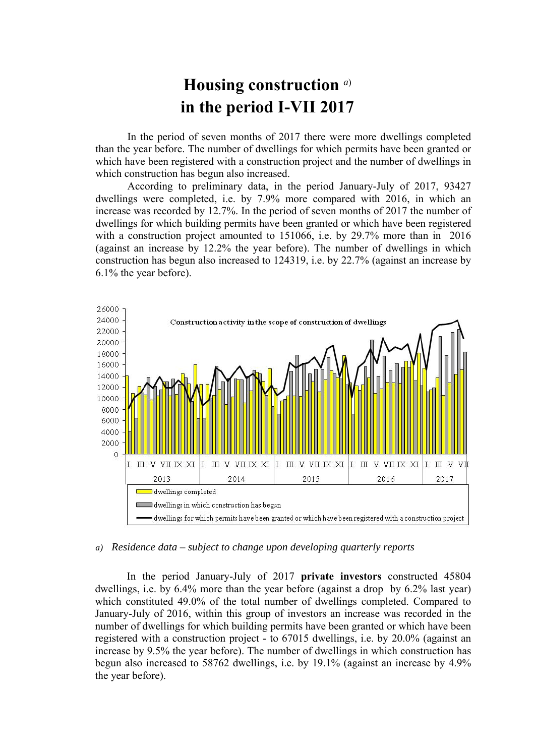# Housing construction [a) ]
# in the period I-VII 2017

In the period of seven months of 2017 there were more dwellings completed than the year before. The number of dwellings for which permits have been granted or which have been registered with a construction project and the number of dwellings in which construction has begun also increased.

According to preliminary data, in the period January-July of 2017, 93427 dwellings were completed, i.e. by 7.9% more compared with 2016, in which an increase was recorded by 12.7%. In the period of seven months of 2017 the number of dwellings for which building permits have been granted or which have been registered with a construction project amounted to 151066, i.e. by 29.7% more than in 2016 (against an increase by 12.2% the year before). The number of dwellings in which construction has begun also increased to 124319, i.e. by 22.7% (against an increase by 6.1% the year before).

Construction activity in the scope of construction of dwellings

26000
24000
22000
20000
18000
16000
14000
12000
10000
8000
6000
4000
2000
0

I III V VII IX XI I III V VII IX XI I III V VII IX XI I III V VII IX XI I III V VII

2013 2014 2015 2016 2017

dwellings completed
dwellings in which construction has begun
dwellings for which permits have been granted or which have been registered with a construction project

*a) Residence data – subject to change upon developing quarterly reports*

In the period January-July of 2017 **private investors** constructed 45804 dwellings, i.e. by 6.4% more than the year before (against a drop by 6.2% last year) which constituted 49.0% of the total number of dwellings completed. Compared to January-July of 2016, within this group of investors an increase was recorded in the number of dwellings for which building permits have been granted or which have been registered with a construction project - to 67015 dwellings, i.e. by 20.0% (against an increase by 9.5% the year before). The number of dwellings in which construction has begun also increased to 58762 dwellings, i.e. by 19.1% (against an increase by 4.9% the year before).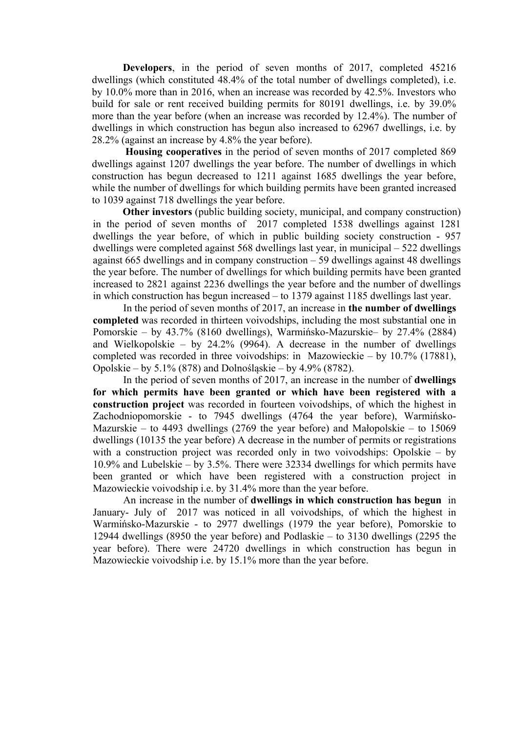**Developers**, in the period of seven months of 2017, completed 45216 dwellings (which constituted 48.4% of the total number of dwellings completed), i.e. by 10.0% more than in 2016, when an increase was recorded by 42.5%. Investors who build for sale or rent received building permits for 80191 dwellings, i.e. by 39.0% more than the year before (when an increase was recorded by 12.4%). The number of dwellings in which construction has begun also increased to 62967 dwellings, i.e. by 28.2% (against an increase by 4.8% the year before).

**Housing cooperatives** in the period of seven months of 2017 completed 869 dwellings against 1207 dwellings the year before. The number of dwellings in which construction has begun decreased to 1211 against 1685 dwellings the year before, while the number of dwellings for which building permits have been granted increased to 1039 against 718 dwellings the year before.

**Other investors** (public building society, municipal, and company construction) in the period of seven months of 2017 completed 1538 dwellings against 1281 dwellings the year before, of which in public building society construction - 957 dwellings were completed against 568 dwellings last year, in municipal – 522 dwellings against 665 dwellings and in company construction – 59 dwellings against 48 dwellings the year before. The number of dwellings for which building permits have been granted increased to 2821 against 2236 dwellings the year before and the number of dwellings in which construction has begun increased – to 1379 against 1185 dwellings last year.

In the period of seven months of 2017, an increase in **the number of dwellings completed** was recorded in thirteen voivodships, including the most substantial one in Pomorskie – by 43.7% (8160 dwellings), Warmińsko-Mazurskie– by 27.4% (2884) and Wielkopolskie – by 24.2% (9964). A decrease in the number of dwellings completed was recorded in three voivodships: in Mazowieckie – by 10.7% (17881), Opolskie – by 5.1% (878) and Dolnośląskie – by 4.9% (8782).

In the period of seven months of 2017, an increase in the number of **dwellings for which permits have been granted or which have been registered with a construction project** was recorded in fourteen voivodships, of which the highest in Zachodniopomorskie - to 7945 dwellings (4764 the year before), Warmińsko-Mazurskie – to 4493 dwellings (2769 the year before) and Małopolskie – to 15069 dwellings (10135 the year before) A decrease in the number of permits or registrations with a construction project was recorded only in two voivodships: Opolskie – by 10.9% and Lubelskie – by 3.5%. There were 32334 dwellings for which permits have been granted or which have been registered with a construction project in Mazowieckie voivodship i.e. by 31.4% more than the year before.

An increase in the number of **dwellings in which construction has begun** in January- July of 2017 was noticed in all voivodships, of which the highest in Warmińsko-Mazurskie - to 2977 dwellings (1979 the year before), Pomorskie to 12944 dwellings (8950 the year before) and Podlaskie – to 3130 dwellings (2295 the year before). There were 24720 dwellings in which construction has begun in Mazowieckie voivodship i.e. by 15.1% more than the year before.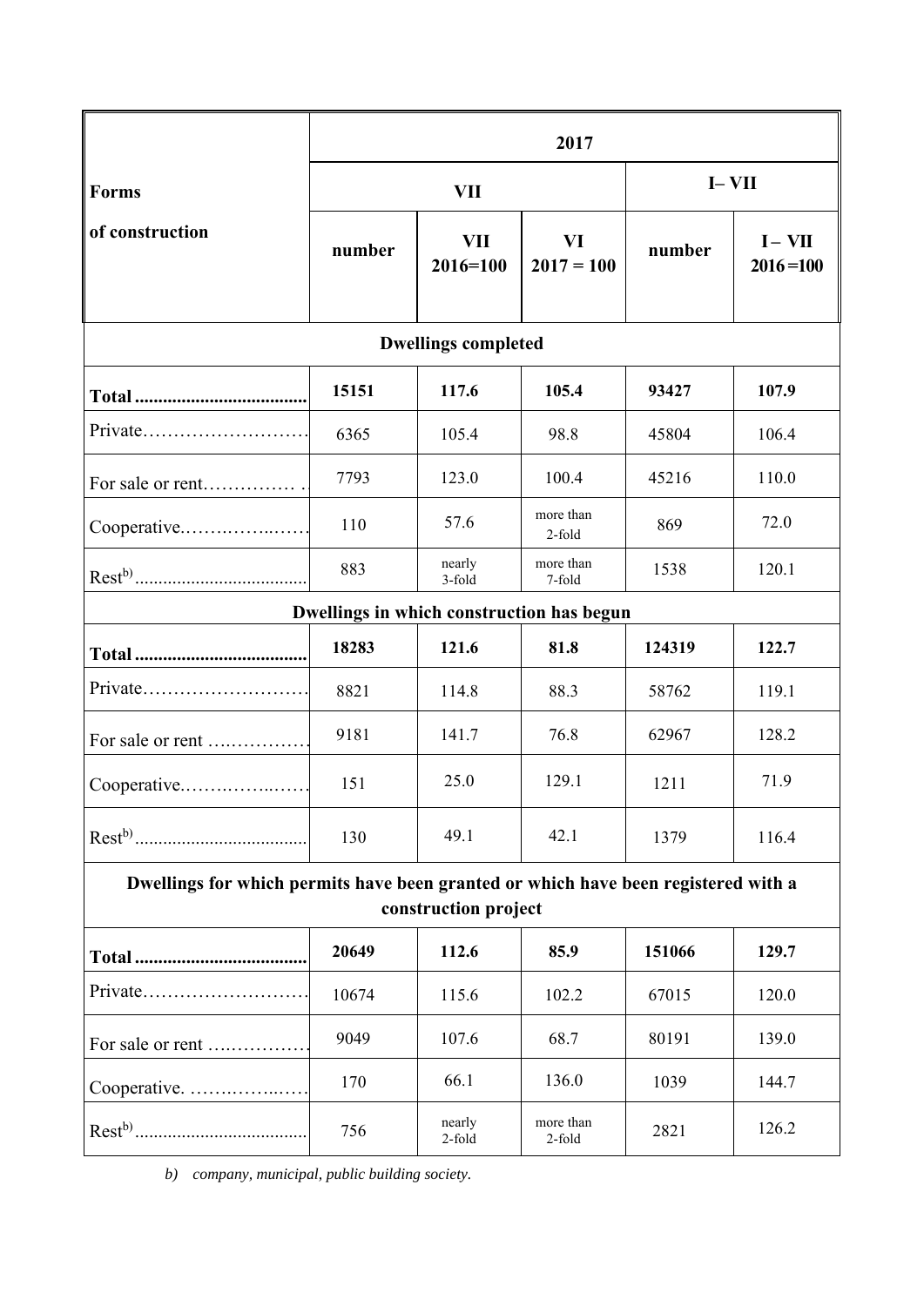| Forms of construction | 2017 | | | | |
|---|---|---|---|---|---|
| | VII | | | I– VII | |
| | number | VII 2016=100 | VI 2017 = 100 | number | I – VII 2016 =100 |
| **Dwellings completed** | | | | | |
| **Total** | **15151** | **117.6** | **105.4** | **93427** | **107.9** |
| Private | 6365 | 105.4 | 98.8 | 45804 | 106.4 |
| For sale or rent | 7793 | 123.0 | 100.4 | 45216 | 110.0 |
| Cooperative | 110 | 57.6 | more than 2-fold | 869 | 72.0 |
| Rest[b)] | 883 | nearly 3-fold | more than 7-fold | 1538 | 120.1 |
| **Dwellings in which construction has begun** | | | | | |
| **Total** | **18283** | **121.6** | **81.8** | **124319** | **122.7** |
| Private | 8821 | 114.8 | 88.3 | 58762 | 119.1 |
| For sale or rent | 9181 | 141.7 | 76.8 | 62967 | 128.2 |
| Cooperative | 151 | 25.0 | 129.1 | 1211 | 71.9 |
| Rest[b)] | 130 | 49.1 | 42.1 | 1379 | 116.4 |
| **Dwellings for which permits have been granted or which have been registered with a construction project** | | | | | |
| **Total** | **20649** | **112.6** | **85.9** | **151066** | **129.7** |
| Private | 10674 | 115.6 | 102.2 | 67015 | 120.0 |
| For sale or rent | 9049 | 107.6 | 68.7 | 80191 | 139.0 |
| Cooperative | 170 | 66.1 | 136.0 | 1039 | 144.7 |
| Rest[b)] | 756 | nearly 2-fold | more than 2-fold | 2821 | 126.2 |

*b) company, municipal, public building society.*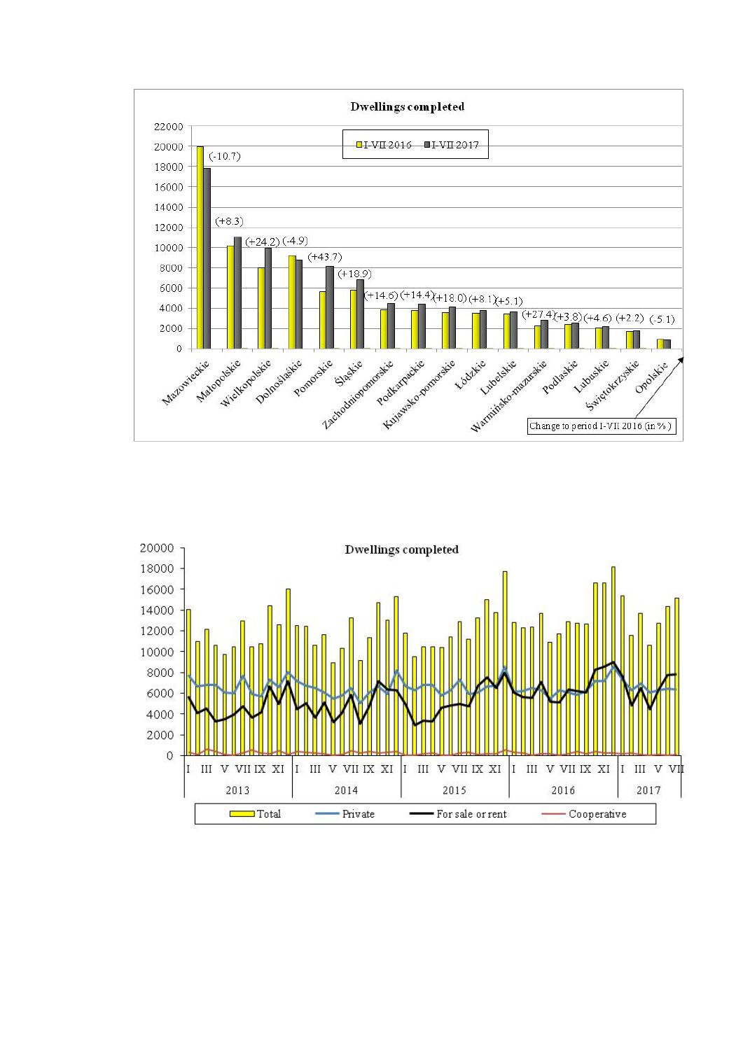**Dwellings completed**

I-VII 2016 | I-VII 2017

| Voivodship | Change to period I-VII 2016 (in %) |
| --- | --- |
| Mazowieckie | (-10.7) |
| Małopolskie | (+8.3) |
| Wielkopolskie | (+24.2) |
| Dolnośląskie | (-4.9) |
| Pomorskie | (+43.7) |
| Śląskie | (+18.9) |
| Zachodniopomorskie | (+14.6) |
| Podkarpackie | (+14.4) |
| Kujawsko-pomorskie | (+18.0) |
| Łódzkie | (+8.1) |
| Lubelskie | (+5.1) |
| Warmińsko-mazurskie | (+27.4) |
| Podlaskie | (+3.8) |
| Lubuskie | (+4.6) |
| Świętokrzyskie | (+2.2) |
| Opolskie | (-5.1) |

**Dwellings completed**

Total | Private | For sale or rent | Cooperative

2013 | 2014 | 2015 | 2016 | 2017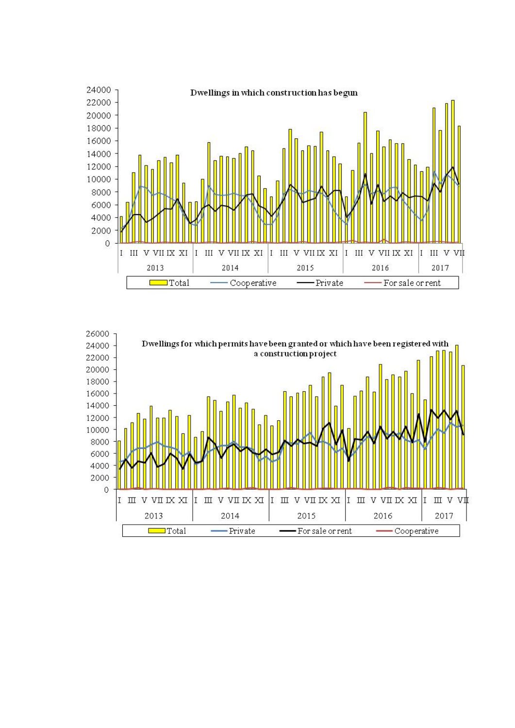Dwellings in which construction has begun

24000
22000
20000
18000
16000
14000
12000
10000
8000
6000
4000
2000
0

I III V VII IX XI I III V VII IX XI I III V VII IX XI I III V VII IX XI I III V VII

2013 2014 2015 2016 2017

Total Cooperative Private For sale or rent

Dwellings for which permits have been granted or which have been registered with a construction project

26000
24000
22000
20000
18000
16000
14000
12000
10000
8000
6000
4000
2000
0

I III V VII IX XI I III V VII IX XI I III V VII IX XI I III V VII IX XI I III V VII

2013 2014 2015 2016 2017

Total Private For sale or rent Cooperative